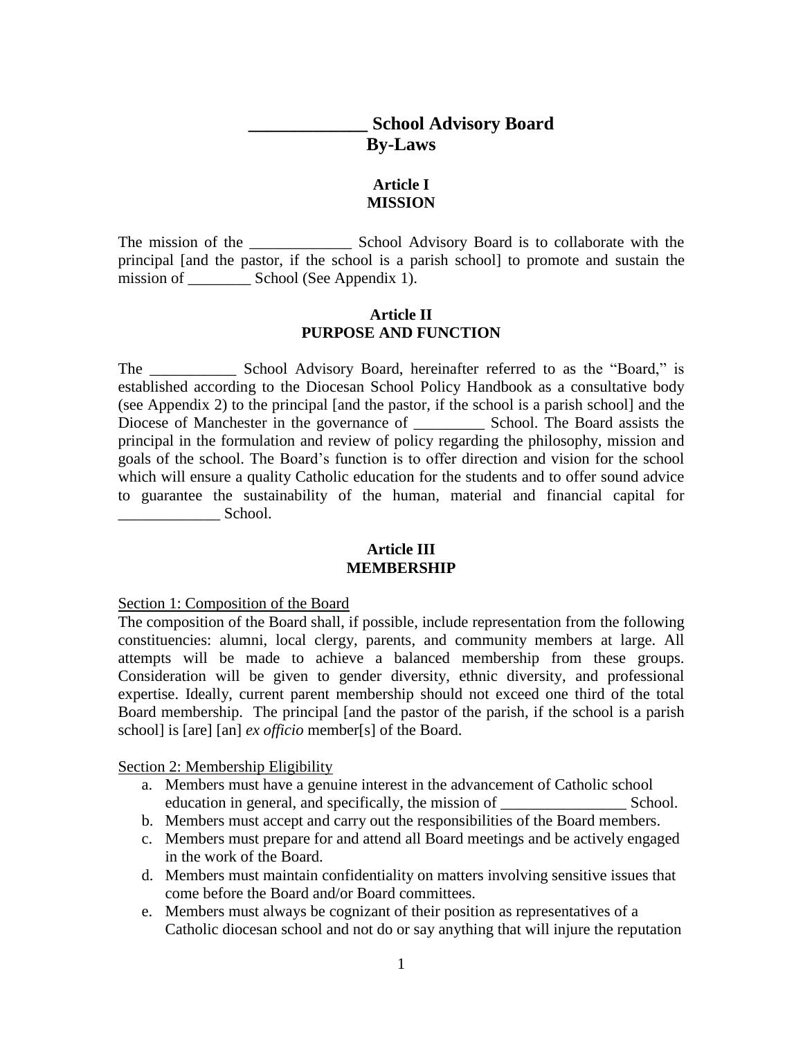# _____________ School Advisory Board By-Laws

## Article I
## MISSION

The mission of the _____________ School Advisory Board is to collaborate with the principal [and the pastor, if the school is a parish school] to promote and sustain the mission of ________ School (See Appendix 1).

## Article II
## PURPOSE AND FUNCTION

The ___________ School Advisory Board, hereinafter referred to as the "Board," is established according to the Diocesan School Policy Handbook as a consultative body (see Appendix 2) to the principal [and the pastor, if the school is a parish school] and the Diocese of Manchester in the governance of _________ School. The Board assists the principal in the formulation and review of policy regarding the philosophy, mission and goals of the school. The Board's function is to offer direction and vision for the school which will ensure a quality Catholic education for the students and to offer sound advice to guarantee the sustainability of the human, material and financial capital for _____________ School.

## Article III
## MEMBERSHIP

Section 1: Composition of the Board

The composition of the Board shall, if possible, include representation from the following constituencies: alumni, local clergy, parents, and community members at large. All attempts will be made to achieve a balanced membership from these groups. Consideration will be given to gender diversity, ethnic diversity, and professional expertise. Ideally, current parent membership should not exceed one third of the total Board membership. The principal [and the pastor of the parish, if the school is a parish school] is [are] [an] *ex officio* member[s] of the Board.

Section 2: Membership Eligibility

a. Members must have a genuine interest in the advancement of Catholic school education in general, and specifically, the mission of ________________ School.
b. Members must accept and carry out the responsibilities of the Board members.
c. Members must prepare for and attend all Board meetings and be actively engaged in the work of the Board.
d. Members must maintain confidentiality on matters involving sensitive issues that come before the Board and/or Board committees.
e. Members must always be cognizant of their position as representatives of a Catholic diocesan school and not do or say anything that will injure the reputation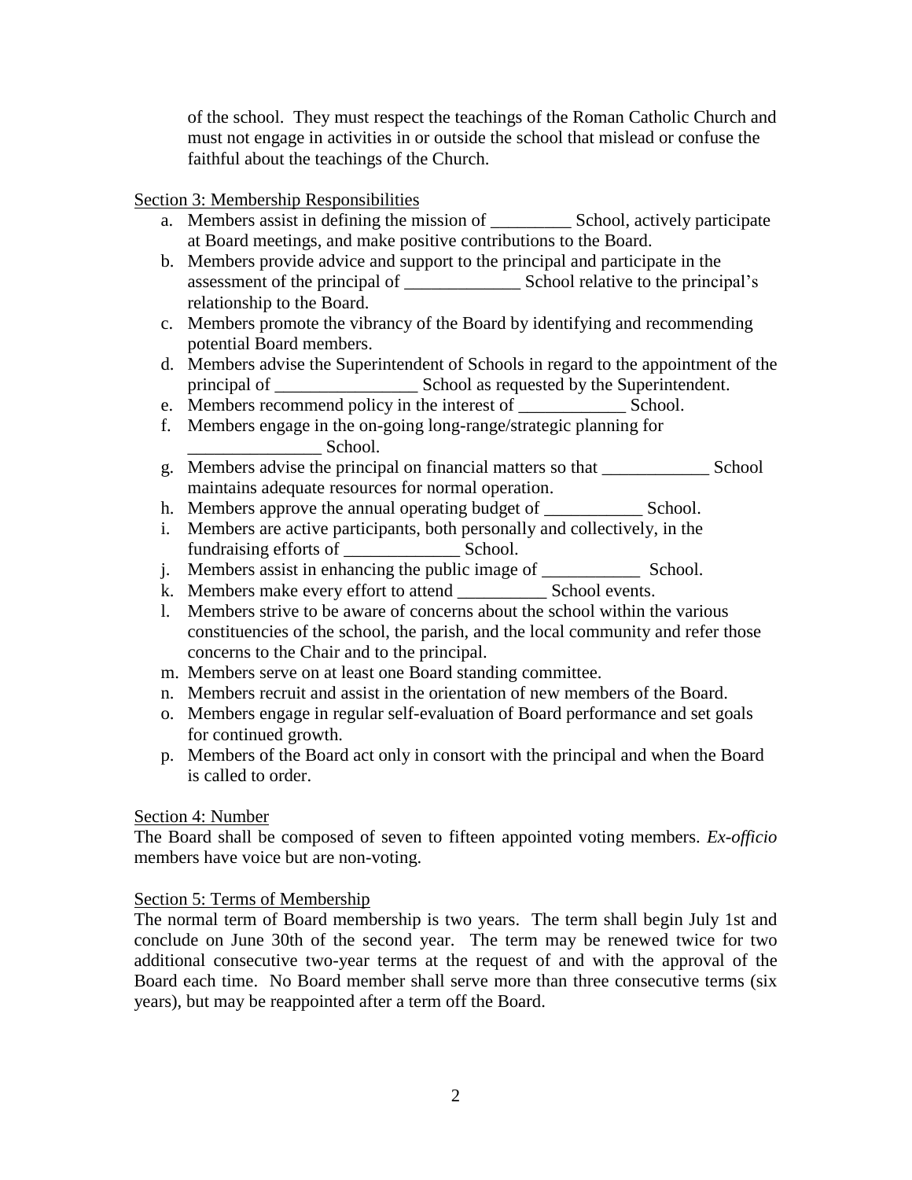of the school. They must respect the teachings of the Roman Catholic Church and must not engage in activities in or outside the school that mislead or confuse the faithful about the teachings of the Church.

Section 3: Membership Responsibilities

a. Members assist in defining the mission of _________ School, actively participate at Board meetings, and make positive contributions to the Board.
b. Members provide advice and support to the principal and participate in the assessment of the principal of _____________ School relative to the principal's relationship to the Board.
c. Members promote the vibrancy of the Board by identifying and recommending potential Board members.
d. Members advise the Superintendent of Schools in regard to the appointment of the principal of ________________ School as requested by the Superintendent.
e. Members recommend policy in the interest of ____________ School.
f. Members engage in the on-going long-range/strategic planning for _______________ School.
g. Members advise the principal on financial matters so that ____________ School maintains adequate resources for normal operation.
h. Members approve the annual operating budget of ___________ School.
i. Members are active participants, both personally and collectively, in the fundraising efforts of _____________ School.
j. Members assist in enhancing the public image of ___________ School.
k. Members make every effort to attend __________ School events.
l. Members strive to be aware of concerns about the school within the various constituencies of the school, the parish, and the local community and refer those concerns to the Chair and to the principal.
m. Members serve on at least one Board standing committee.
n. Members recruit and assist in the orientation of new members of the Board.
o. Members engage in regular self-evaluation of Board performance and set goals for continued growth.
p. Members of the Board act only in consort with the principal and when the Board is called to order.

Section 4: Number

The Board shall be composed of seven to fifteen appointed voting members. *Ex-officio* members have voice but are non-voting.

Section 5: Terms of Membership

The normal term of Board membership is two years. The term shall begin July 1st and conclude on June 30th of the second year. The term may be renewed twice for two additional consecutive two-year terms at the request of and with the approval of the Board each time. No Board member shall serve more than three consecutive terms (six years), but may be reappointed after a term off the Board.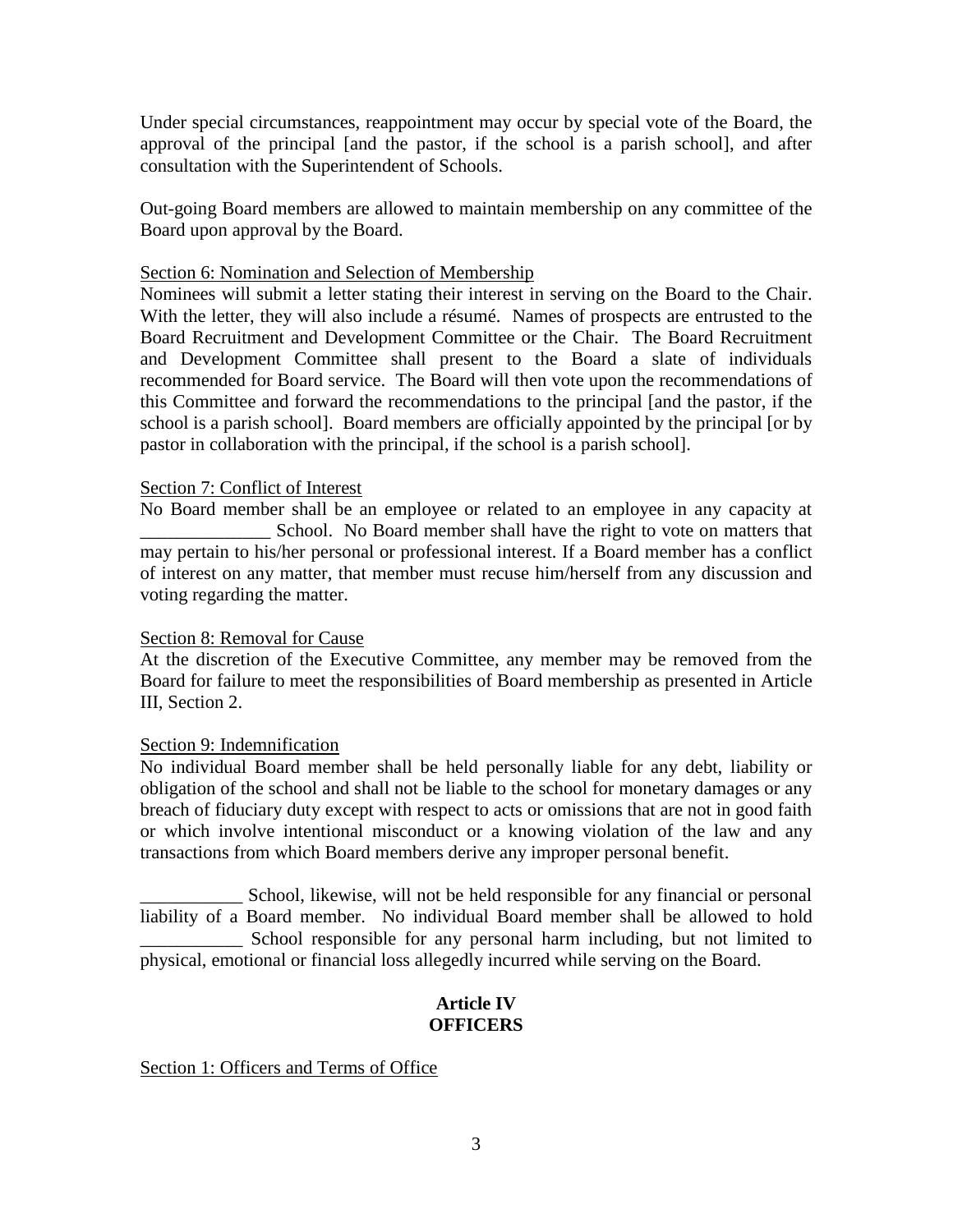Under special circumstances, reappointment may occur by special vote of the Board, the approval of the principal [and the pastor, if the school is a parish school], and after consultation with the Superintendent of Schools.

Out-going Board members are allowed to maintain membership on any committee of the Board upon approval by the Board.

Section 6: Nomination and Selection of Membership

Nominees will submit a letter stating their interest in serving on the Board to the Chair. With the letter, they will also include a résumé. Names of prospects are entrusted to the Board Recruitment and Development Committee or the Chair. The Board Recruitment and Development Committee shall present to the Board a slate of individuals recommended for Board service. The Board will then vote upon the recommendations of this Committee and forward the recommendations to the principal [and the pastor, if the school is a parish school]. Board members are officially appointed by the principal [or by pastor in collaboration with the principal, if the school is a parish school].

Section 7: Conflict of Interest

No Board member shall be an employee or related to an employee in any capacity at ______________ School. No Board member shall have the right to vote on matters that may pertain to his/her personal or professional interest. If a Board member has a conflict of interest on any matter, that member must recuse him/herself from any discussion and voting regarding the matter.

Section 8: Removal for Cause

At the discretion of the Executive Committee, any member may be removed from the Board for failure to meet the responsibilities of Board membership as presented in Article III, Section 2.

Section 9: Indemnification

No individual Board member shall be held personally liable for any debt, liability or obligation of the school and shall not be liable to the school for monetary damages or any breach of fiduciary duty except with respect to acts or omissions that are not in good faith or which involve intentional misconduct or a knowing violation of the law and any transactions from which Board members derive any improper personal benefit.

___________ School, likewise, will not be held responsible for any financial or personal liability of a Board member. No individual Board member shall be allowed to hold ___________ School responsible for any personal harm including, but not limited to physical, emotional or financial loss allegedly incurred while serving on the Board.

## Article IV
## OFFICERS

Section 1: Officers and Terms of Office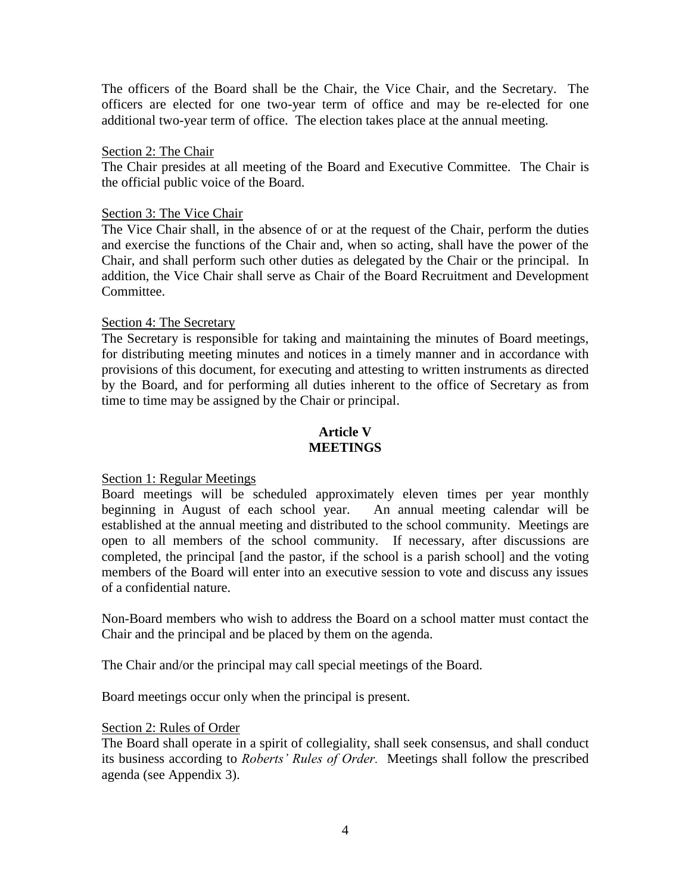The officers of the Board shall be the Chair, the Vice Chair, and the Secretary. The officers are elected for one two-year term of office and may be re-elected for one additional two-year term of office. The election takes place at the annual meeting.

Section 2: The Chair

The Chair presides at all meeting of the Board and Executive Committee. The Chair is the official public voice of the Board.

Section 3: The Vice Chair

The Vice Chair shall, in the absence of or at the request of the Chair, perform the duties and exercise the functions of the Chair and, when so acting, shall have the power of the Chair, and shall perform such other duties as delegated by the Chair or the principal. In addition, the Vice Chair shall serve as Chair of the Board Recruitment and Development Committee.

Section 4: The Secretary

The Secretary is responsible for taking and maintaining the minutes of Board meetings, for distributing meeting minutes and notices in a timely manner and in accordance with provisions of this document, for executing and attesting to written instruments as directed by the Board, and for performing all duties inherent to the office of Secretary as from time to time may be assigned by the Chair or principal.

## Article V
## MEETINGS

Section 1: Regular Meetings

Board meetings will be scheduled approximately eleven times per year monthly beginning in August of each school year. An annual meeting calendar will be established at the annual meeting and distributed to the school community. Meetings are open to all members of the school community. If necessary, after discussions are completed, the principal [and the pastor, if the school is a parish school] and the voting members of the Board will enter into an executive session to vote and discuss any issues of a confidential nature.

Non-Board members who wish to address the Board on a school matter must contact the Chair and the principal and be placed by them on the agenda.

The Chair and/or the principal may call special meetings of the Board.

Board meetings occur only when the principal is present.

Section 2: Rules of Order

The Board shall operate in a spirit of collegiality, shall seek consensus, and shall conduct its business according to *Roberts' Rules of Order.* Meetings shall follow the prescribed agenda (see Appendix 3).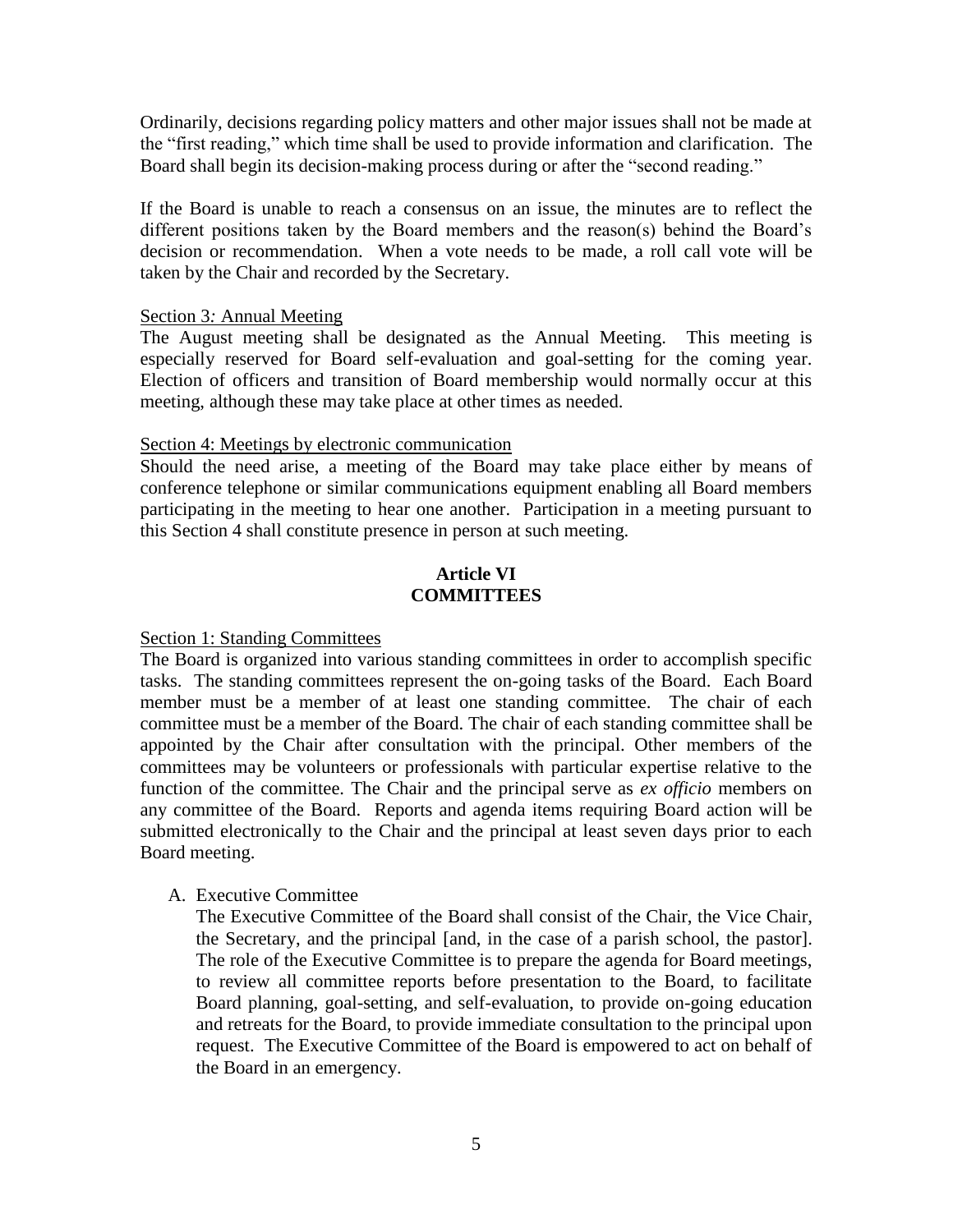Ordinarily, decisions regarding policy matters and other major issues shall not be made at the "first reading," which time shall be used to provide information and clarification. The Board shall begin its decision-making process during or after the "second reading."

If the Board is unable to reach a consensus on an issue, the minutes are to reflect the different positions taken by the Board members and the reason(s) behind the Board's decision or recommendation. When a vote needs to be made, a roll call vote will be taken by the Chair and recorded by the Secretary.

Section 3: Annual Meeting

The August meeting shall be designated as the Annual Meeting. This meeting is especially reserved for Board self-evaluation and goal-setting for the coming year. Election of officers and transition of Board membership would normally occur at this meeting, although these may take place at other times as needed.

Section 4: Meetings by electronic communication

Should the need arise, a meeting of the Board may take place either by means of conference telephone or similar communications equipment enabling all Board members participating in the meeting to hear one another. Participation in a meeting pursuant to this Section 4 shall constitute presence in person at such meeting.

## Article VI
## COMMITTEES

Section 1: Standing Committees

The Board is organized into various standing committees in order to accomplish specific tasks. The standing committees represent the on-going tasks of the Board. Each Board member must be a member of at least one standing committee. The chair of each committee must be a member of the Board. The chair of each standing committee shall be appointed by the Chair after consultation with the principal. Other members of the committees may be volunteers or professionals with particular expertise relative to the function of the committee. The Chair and the principal serve as *ex officio* members on any committee of the Board. Reports and agenda items requiring Board action will be submitted electronically to the Chair and the principal at least seven days prior to each Board meeting.

A. Executive Committee

   The Executive Committee of the Board shall consist of the Chair, the Vice Chair, the Secretary, and the principal [and, in the case of a parish school, the pastor]. The role of the Executive Committee is to prepare the agenda for Board meetings, to review all committee reports before presentation to the Board, to facilitate Board planning, goal-setting, and self-evaluation, to provide on-going education and retreats for the Board, to provide immediate consultation to the principal upon request. The Executive Committee of the Board is empowered to act on behalf of the Board in an emergency.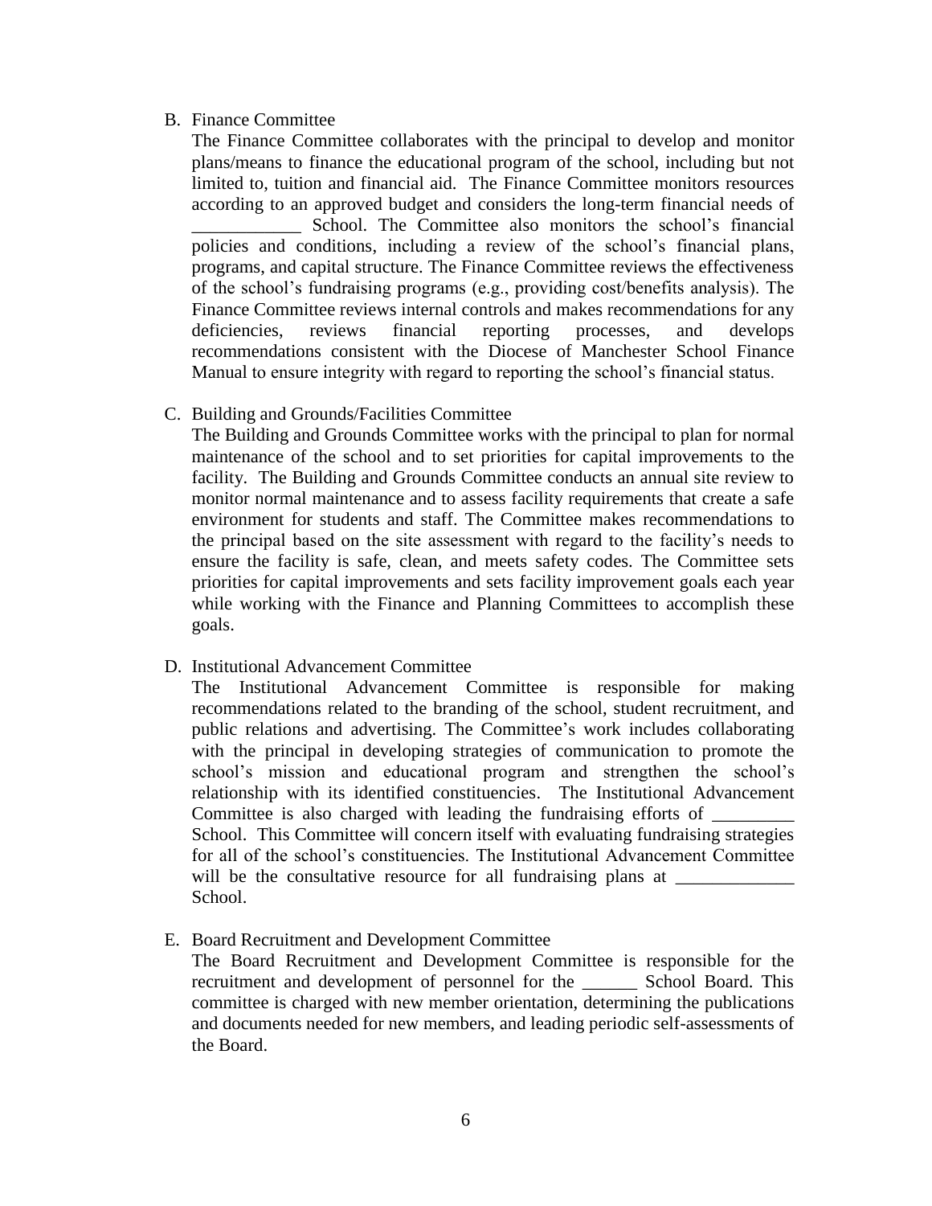B. Finance Committee

The Finance Committee collaborates with the principal to develop and monitor plans/means to finance the educational program of the school, including but not limited to, tuition and financial aid. The Finance Committee monitors resources according to an approved budget and considers the long-term financial needs of ____________ School. The Committee also monitors the school's financial policies and conditions, including a review of the school's financial plans, programs, and capital structure. The Finance Committee reviews the effectiveness of the school's fundraising programs (e.g., providing cost/benefits analysis). The Finance Committee reviews internal controls and makes recommendations for any deficiencies, reviews financial reporting processes, and develops recommendations consistent with the Diocese of Manchester School Finance Manual to ensure integrity with regard to reporting the school's financial status.

C. Building and Grounds/Facilities Committee

The Building and Grounds Committee works with the principal to plan for normal maintenance of the school and to set priorities for capital improvements to the facility. The Building and Grounds Committee conducts an annual site review to monitor normal maintenance and to assess facility requirements that create a safe environment for students and staff. The Committee makes recommendations to the principal based on the site assessment with regard to the facility's needs to ensure the facility is safe, clean, and meets safety codes. The Committee sets priorities for capital improvements and sets facility improvement goals each year while working with the Finance and Planning Committees to accomplish these goals.

D. Institutional Advancement Committee

The Institutional Advancement Committee is responsible for making recommendations related to the branding of the school, student recruitment, and public relations and advertising. The Committee's work includes collaborating with the principal in developing strategies of communication to promote the school's mission and educational program and strengthen the school's relationship with its identified constituencies. The Institutional Advancement Committee is also charged with leading the fundraising efforts of _________ School. This Committee will concern itself with evaluating fundraising strategies for all of the school's constituencies. The Institutional Advancement Committee will be the consultative resource for all fundraising plans at _____________ School.

E. Board Recruitment and Development Committee

The Board Recruitment and Development Committee is responsible for the recruitment and development of personnel for the ______ School Board. This committee is charged with new member orientation, determining the publications and documents needed for new members, and leading periodic self-assessments of the Board.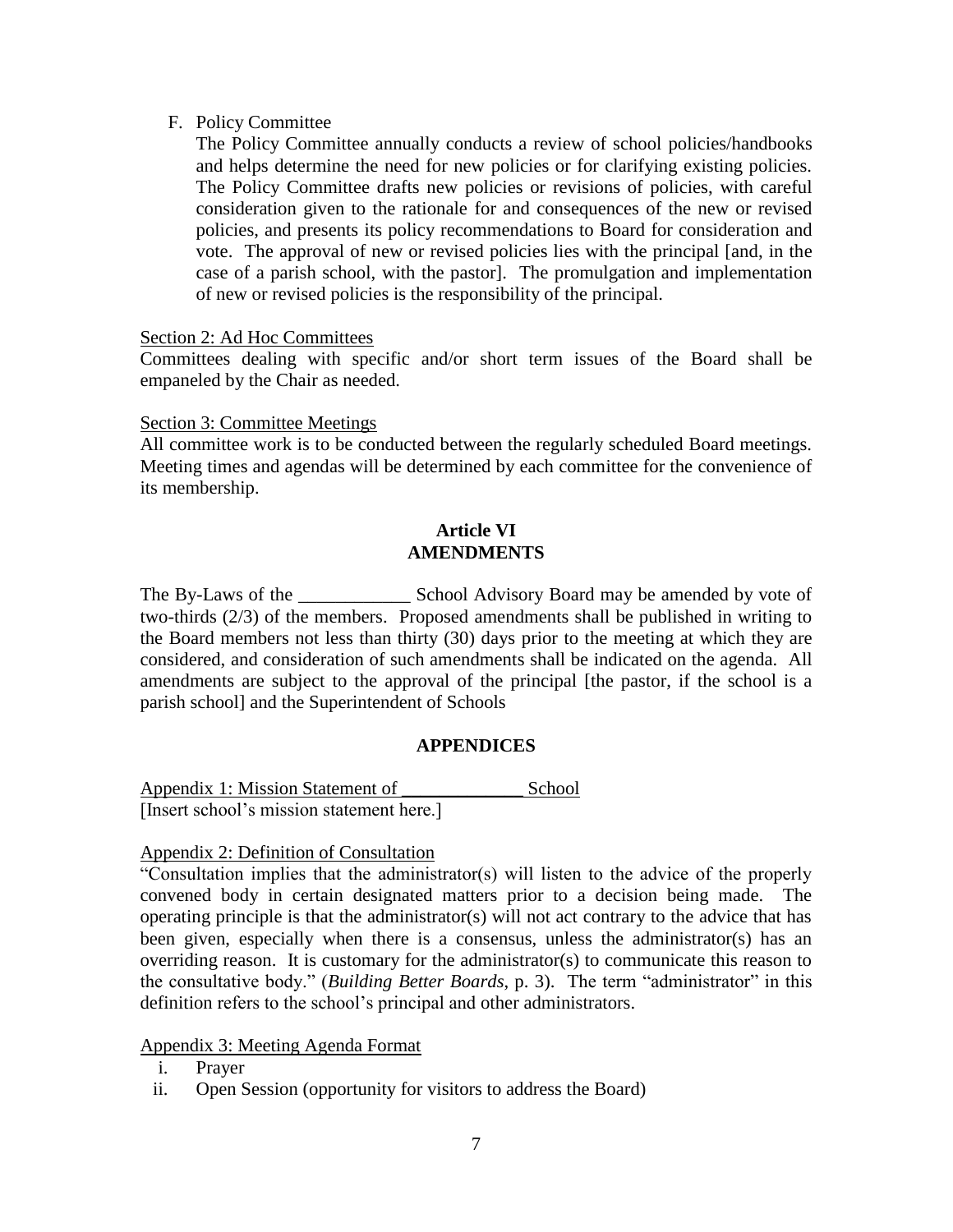F. Policy Committee

   The Policy Committee annually conducts a review of school policies/handbooks and helps determine the need for new policies or for clarifying existing policies. The Policy Committee drafts new policies or revisions of policies, with careful consideration given to the rationale for and consequences of the new or revised policies, and presents its policy recommendations to Board for consideration and vote. The approval of new or revised policies lies with the principal [and, in the case of a parish school, with the pastor]. The promulgation and implementation of new or revised policies is the responsibility of the principal.

<u>Section 2: Ad Hoc Committees</u>

Committees dealing with specific and/or short term issues of the Board shall be empaneled by the Chair as needed.

<u>Section 3: Committee Meetings</u>

All committee work is to be conducted between the regularly scheduled Board meetings. Meeting times and agendas will be determined by each committee for the convenience of its membership.

## Article VI
## AMENDMENTS

The By-Laws of the ____________ School Advisory Board may be amended by vote of two-thirds (2/3) of the members. Proposed amendments shall be published in writing to the Board members not less than thirty (30) days prior to the meeting at which they are considered, and consideration of such amendments shall be indicated on the agenda. All amendments are subject to the approval of the principal [the pastor, if the school is a parish school] and the Superintendent of Schools

## APPENDICES

<u>Appendix 1: Mission Statement of _____________ School</u>

[Insert school's mission statement here.]

<u>Appendix 2: Definition of Consultation</u>

"Consultation implies that the administrator(s) will listen to the advice of the properly convened body in certain designated matters prior to a decision being made. The operating principle is that the administrator(s) will not act contrary to the advice that has been given, especially when there is a consensus, unless the administrator(s) has an overriding reason. It is customary for the administrator(s) to communicate this reason to the consultative body." (*Building Better Boards*, p. 3). The term "administrator" in this definition refers to the school's principal and other administrators.

<u>Appendix 3: Meeting Agenda Format</u>

i. Prayer
ii. Open Session (opportunity for visitors to address the Board)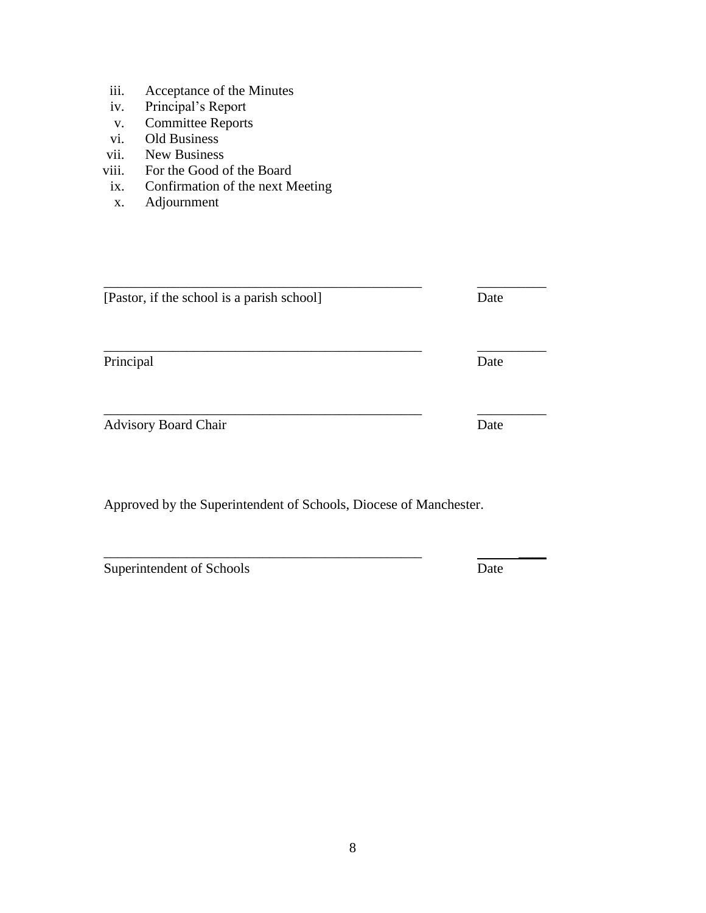iii. Acceptance of the Minutes
iv. Principal's Report
v. Committee Reports
vi. Old Business
vii. New Business
viii. For the Good of the Board
ix. Confirmation of the next Meeting
x. Adjournment

_______________________________________________ __________
[Pastor, if the school is a parish school] Date

_______________________________________________ __________
Principal Date

_______________________________________________ __________
Advisory Board Chair Date

Approved by the Superintendent of Schools, Diocese of Manchester.

_______________________________________________ __________
Superintendent of Schools Date